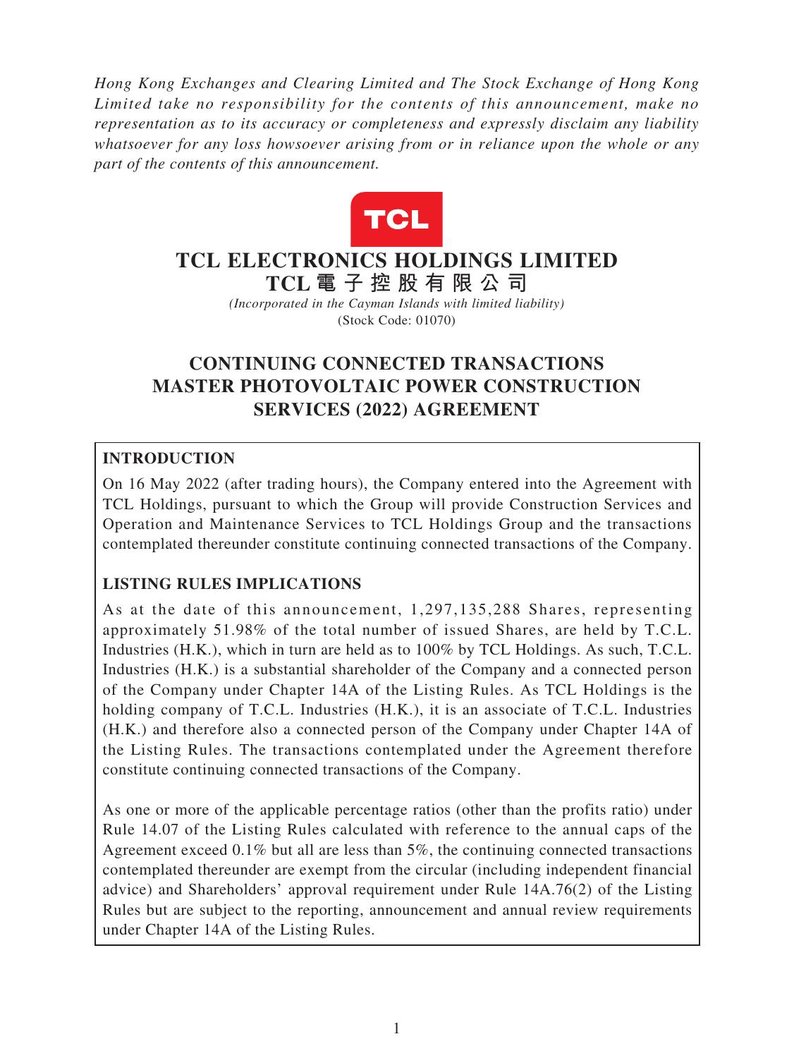*Hong Kong Exchanges and Clearing Limited and The Stock Exchange of Hong Kong Limited take no responsibility for the contents of this announcement, make no representation as to its accuracy or completeness and expressly disclaim any liability whatsoever for any loss howsoever arising from or in reliance upon the whole or any part of the contents of this announcement.*

# TCL ELECTRONICS HOLDINGS LIMITED
# TCL 電 子 控 股 有 限 公 司

*(Incorporated in the Cayman Islands with limited liability)*
(Stock Code: 01070)

## CONTINUING CONNECTED TRANSACTIONS MASTER PHOTOVOLTAIC POWER CONSTRUCTION SERVICES (2022) AGREEMENT

### INTRODUCTION

On 16 May 2022 (after trading hours), the Company entered into the Agreement with TCL Holdings, pursuant to which the Group will provide Construction Services and Operation and Maintenance Services to TCL Holdings Group and the transactions contemplated thereunder constitute continuing connected transactions of the Company.

### LISTING RULES IMPLICATIONS

As at the date of this announcement, 1,297,135,288 Shares, representing approximately 51.98% of the total number of issued Shares, are held by T.C.L. Industries (H.K.), which in turn are held as to 100% by TCL Holdings. As such, T.C.L. Industries (H.K.) is a substantial shareholder of the Company and a connected person of the Company under Chapter 14A of the Listing Rules. As TCL Holdings is the holding company of T.C.L. Industries (H.K.), it is an associate of T.C.L. Industries (H.K.) and therefore also a connected person of the Company under Chapter 14A of the Listing Rules. The transactions contemplated under the Agreement therefore constitute continuing connected transactions of the Company.

As one or more of the applicable percentage ratios (other than the profits ratio) under Rule 14.07 of the Listing Rules calculated with reference to the annual caps of the Agreement exceed 0.1% but all are less than 5%, the continuing connected transactions contemplated thereunder are exempt from the circular (including independent financial advice) and Shareholders' approval requirement under Rule 14A.76(2) of the Listing Rules but are subject to the reporting, announcement and annual review requirements under Chapter 14A of the Listing Rules.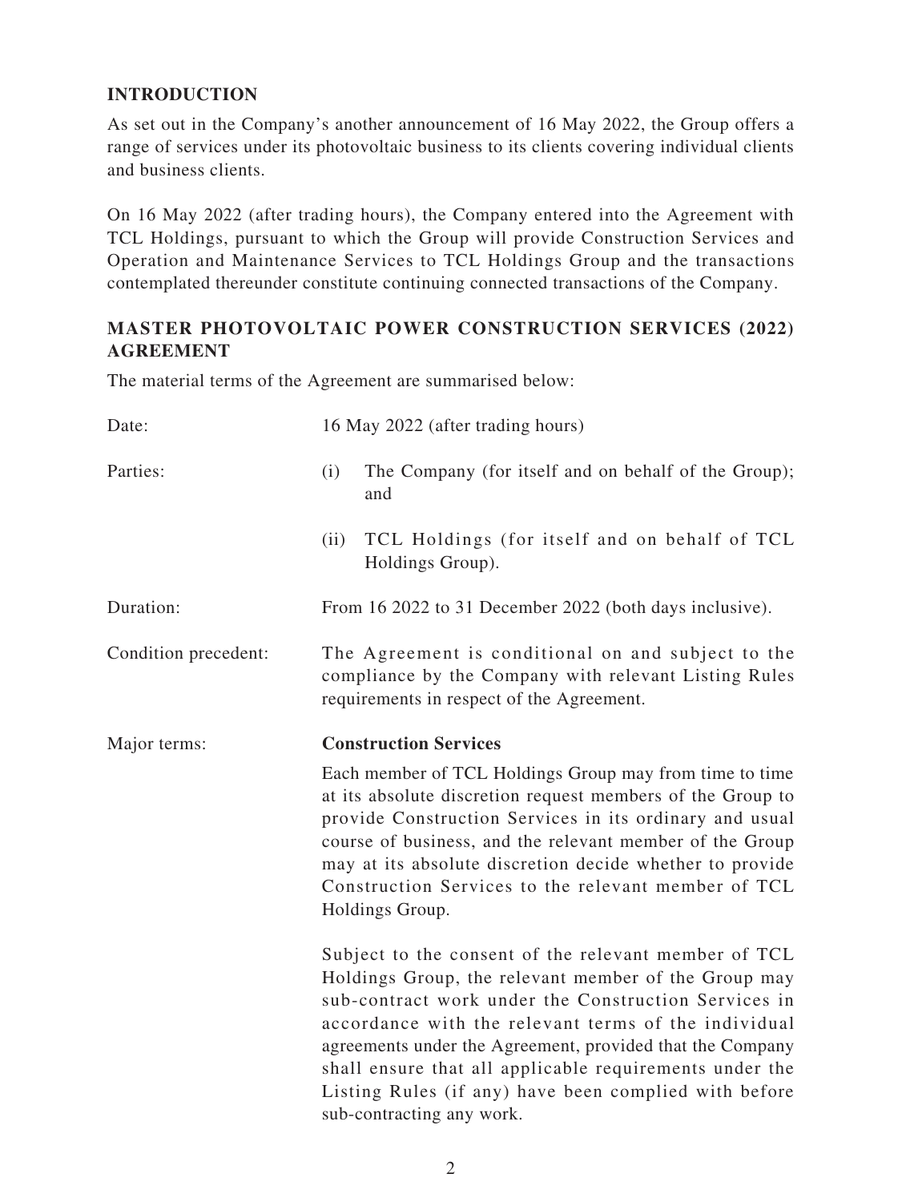## INTRODUCTION

As set out in the Company's another announcement of 16 May 2022, the Group offers a range of services under its photovoltaic business to its clients covering individual clients and business clients.

On 16 May 2022 (after trading hours), the Company entered into the Agreement with TCL Holdings, pursuant to which the Group will provide Construction Services and Operation and Maintenance Services to TCL Holdings Group and the transactions contemplated thereunder constitute continuing connected transactions of the Company.

## MASTER PHOTOVOLTAIC POWER CONSTRUCTION SERVICES (2022) AGREEMENT

The material terms of the Agreement are summarised below:

Date: 16 May 2022 (after trading hours)

Parties:

(i) The Company (for itself and on behalf of the Group); and

(ii) TCL Holdings (for itself and on behalf of TCL Holdings Group).

Duration: From 16 2022 to 31 December 2022 (both days inclusive).

Condition precedent: The Agreement is conditional on and subject to the compliance by the Company with relevant Listing Rules requirements in respect of the Agreement.

Major terms:

**Construction Services**

Each member of TCL Holdings Group may from time to time at its absolute discretion request members of the Group to provide Construction Services in its ordinary and usual course of business, and the relevant member of the Group may at its absolute discretion decide whether to provide Construction Services to the relevant member of TCL Holdings Group.

Subject to the consent of the relevant member of TCL Holdings Group, the relevant member of the Group may sub-contract work under the Construction Services in accordance with the relevant terms of the individual agreements under the Agreement, provided that the Company shall ensure that all applicable requirements under the Listing Rules (if any) have been complied with before sub-contracting any work.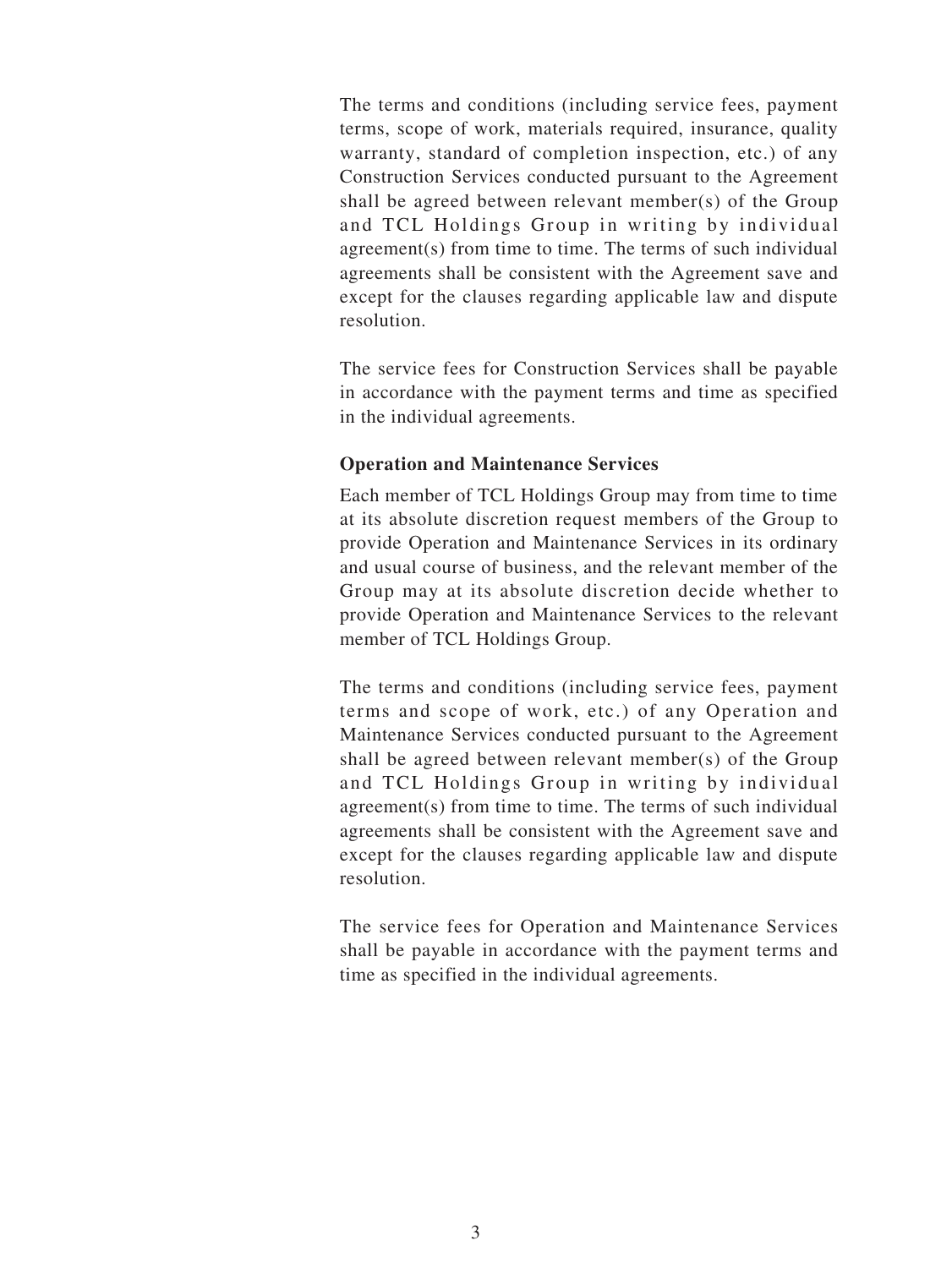The terms and conditions (including service fees, payment terms, scope of work, materials required, insurance, quality warranty, standard of completion inspection, etc.) of any Construction Services conducted pursuant to the Agreement shall be agreed between relevant member(s) of the Group and TCL Holdings Group in writing by individual agreement(s) from time to time. The terms of such individual agreements shall be consistent with the Agreement save and except for the clauses regarding applicable law and dispute resolution.

The service fees for Construction Services shall be payable in accordance with the payment terms and time as specified in the individual agreements.

**Operation and Maintenance Services**

Each member of TCL Holdings Group may from time to time at its absolute discretion request members of the Group to provide Operation and Maintenance Services in its ordinary and usual course of business, and the relevant member of the Group may at its absolute discretion decide whether to provide Operation and Maintenance Services to the relevant member of TCL Holdings Group.

The terms and conditions (including service fees, payment terms and scope of work, etc.) of any Operation and Maintenance Services conducted pursuant to the Agreement shall be agreed between relevant member(s) of the Group and TCL Holdings Group in writing by individual agreement(s) from time to time. The terms of such individual agreements shall be consistent with the Agreement save and except for the clauses regarding applicable law and dispute resolution.

The service fees for Operation and Maintenance Services shall be payable in accordance with the payment terms and time as specified in the individual agreements.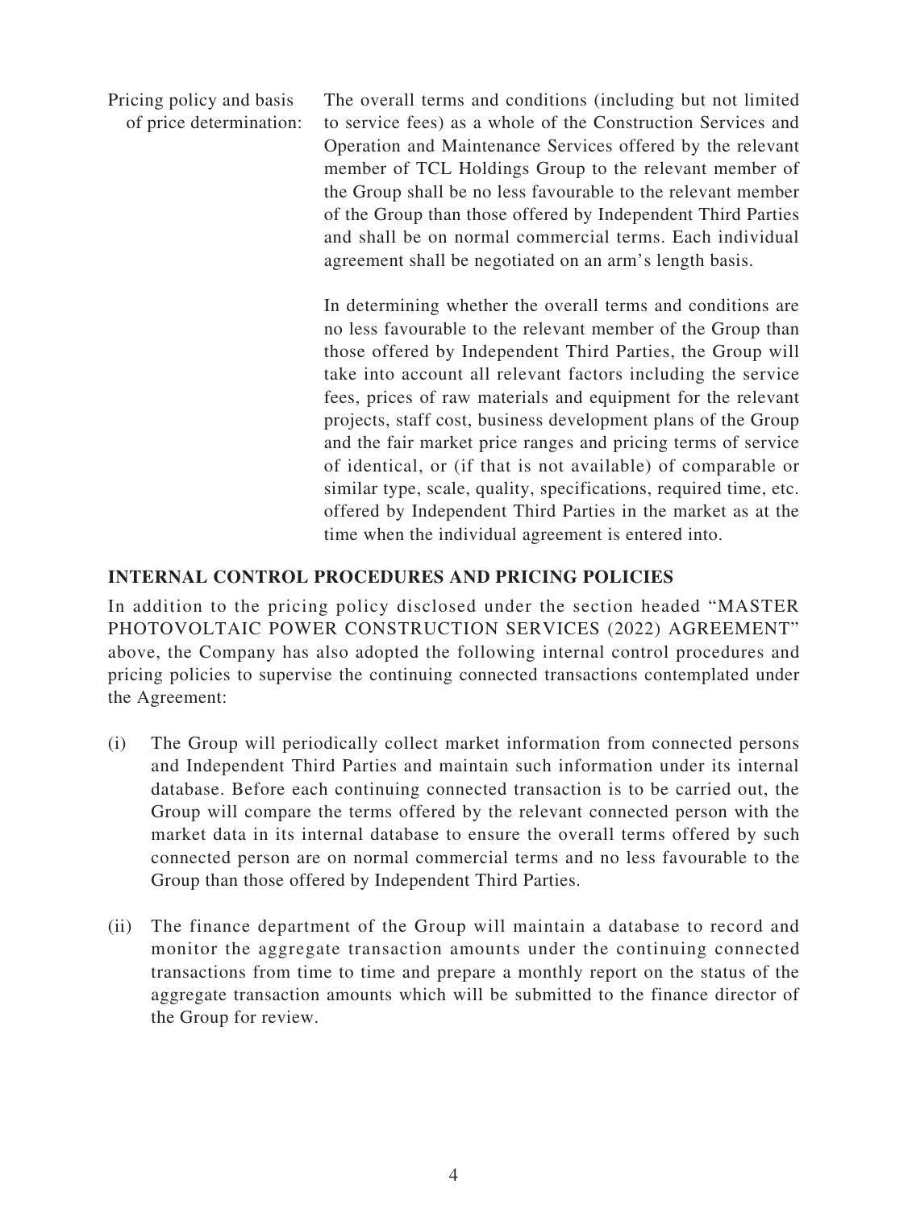| | |
|---|---|
| Pricing policy and basis of price determination: | The overall terms and conditions (including but not limited to service fees) as a whole of the Construction Services and Operation and Maintenance Services offered by the relevant member of TCL Holdings Group to the relevant member of the Group shall be no less favourable to the relevant member of the Group than those offered by Independent Third Parties and shall be on normal commercial terms. Each individual agreement shall be negotiated on an arm's length basis.<br><br>In determining whether the overall terms and conditions are no less favourable to the relevant member of the Group than those offered by Independent Third Parties, the Group will take into account all relevant factors including the service fees, prices of raw materials and equipment for the relevant projects, staff cost, business development plans of the Group and the fair market price ranges and pricing terms of service of identical, or (if that is not available) of comparable or similar type, scale, quality, specifications, required time, etc. offered by Independent Third Parties in the market as at the time when the individual agreement is entered into. |

## INTERNAL CONTROL PROCEDURES AND PRICING POLICIES

In addition to the pricing policy disclosed under the section headed "MASTER PHOTOVOLTAIC POWER CONSTRUCTION SERVICES (2022) AGREEMENT" above, the Company has also adopted the following internal control procedures and pricing policies to supervise the continuing connected transactions contemplated under the Agreement:

(i) The Group will periodically collect market information from connected persons and Independent Third Parties and maintain such information under its internal database. Before each continuing connected transaction is to be carried out, the Group will compare the terms offered by the relevant connected person with the market data in its internal database to ensure the overall terms offered by such connected person are on normal commercial terms and no less favourable to the Group than those offered by Independent Third Parties.

(ii) The finance department of the Group will maintain a database to record and monitor the aggregate transaction amounts under the continuing connected transactions from time to time and prepare a monthly report on the status of the aggregate transaction amounts which will be submitted to the finance director of the Group for review.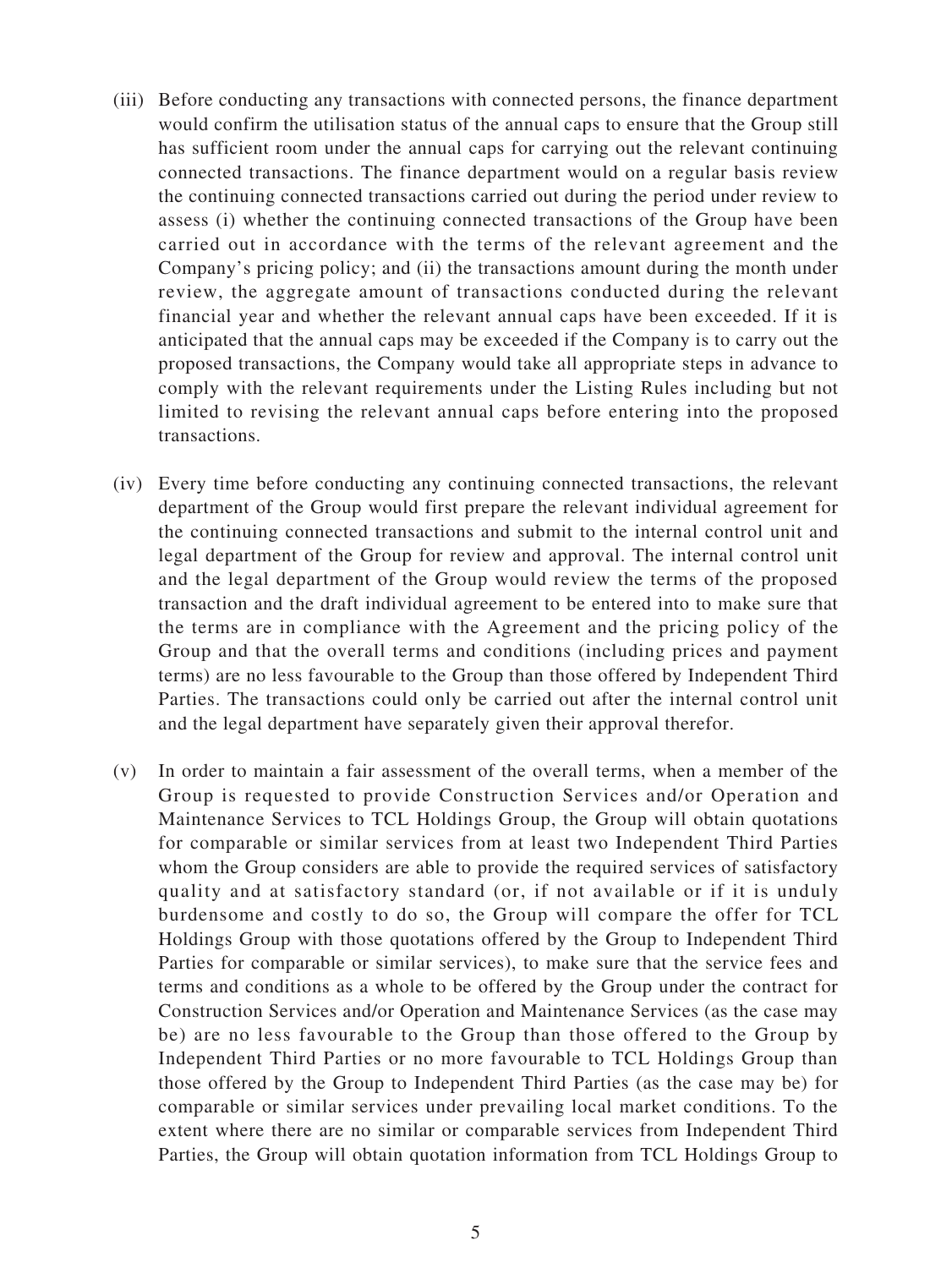(iii) Before conducting any transactions with connected persons, the finance department would confirm the utilisation status of the annual caps to ensure that the Group still has sufficient room under the annual caps for carrying out the relevant continuing connected transactions. The finance department would on a regular basis review the continuing connected transactions carried out during the period under review to assess (i) whether the continuing connected transactions of the Group have been carried out in accordance with the terms of the relevant agreement and the Company's pricing policy; and (ii) the transactions amount during the month under review, the aggregate amount of transactions conducted during the relevant financial year and whether the relevant annual caps have been exceeded. If it is anticipated that the annual caps may be exceeded if the Company is to carry out the proposed transactions, the Company would take all appropriate steps in advance to comply with the relevant requirements under the Listing Rules including but not limited to revising the relevant annual caps before entering into the proposed transactions.

(iv) Every time before conducting any continuing connected transactions, the relevant department of the Group would first prepare the relevant individual agreement for the continuing connected transactions and submit to the internal control unit and legal department of the Group for review and approval. The internal control unit and the legal department of the Group would review the terms of the proposed transaction and the draft individual agreement to be entered into to make sure that the terms are in compliance with the Agreement and the pricing policy of the Group and that the overall terms and conditions (including prices and payment terms) are no less favourable to the Group than those offered by Independent Third Parties. The transactions could only be carried out after the internal control unit and the legal department have separately given their approval therefor.

(v) In order to maintain a fair assessment of the overall terms, when a member of the Group is requested to provide Construction Services and/or Operation and Maintenance Services to TCL Holdings Group, the Group will obtain quotations for comparable or similar services from at least two Independent Third Parties whom the Group considers are able to provide the required services of satisfactory quality and at satisfactory standard (or, if not available or if it is unduly burdensome and costly to do so, the Group will compare the offer for TCL Holdings Group with those quotations offered by the Group to Independent Third Parties for comparable or similar services), to make sure that the service fees and terms and conditions as a whole to be offered by the Group under the contract for Construction Services and/or Operation and Maintenance Services (as the case may be) are no less favourable to the Group than those offered to the Group by Independent Third Parties or no more favourable to TCL Holdings Group than those offered by the Group to Independent Third Parties (as the case may be) for comparable or similar services under prevailing local market conditions. To the extent where there are no similar or comparable services from Independent Third Parties, the Group will obtain quotation information from TCL Holdings Group to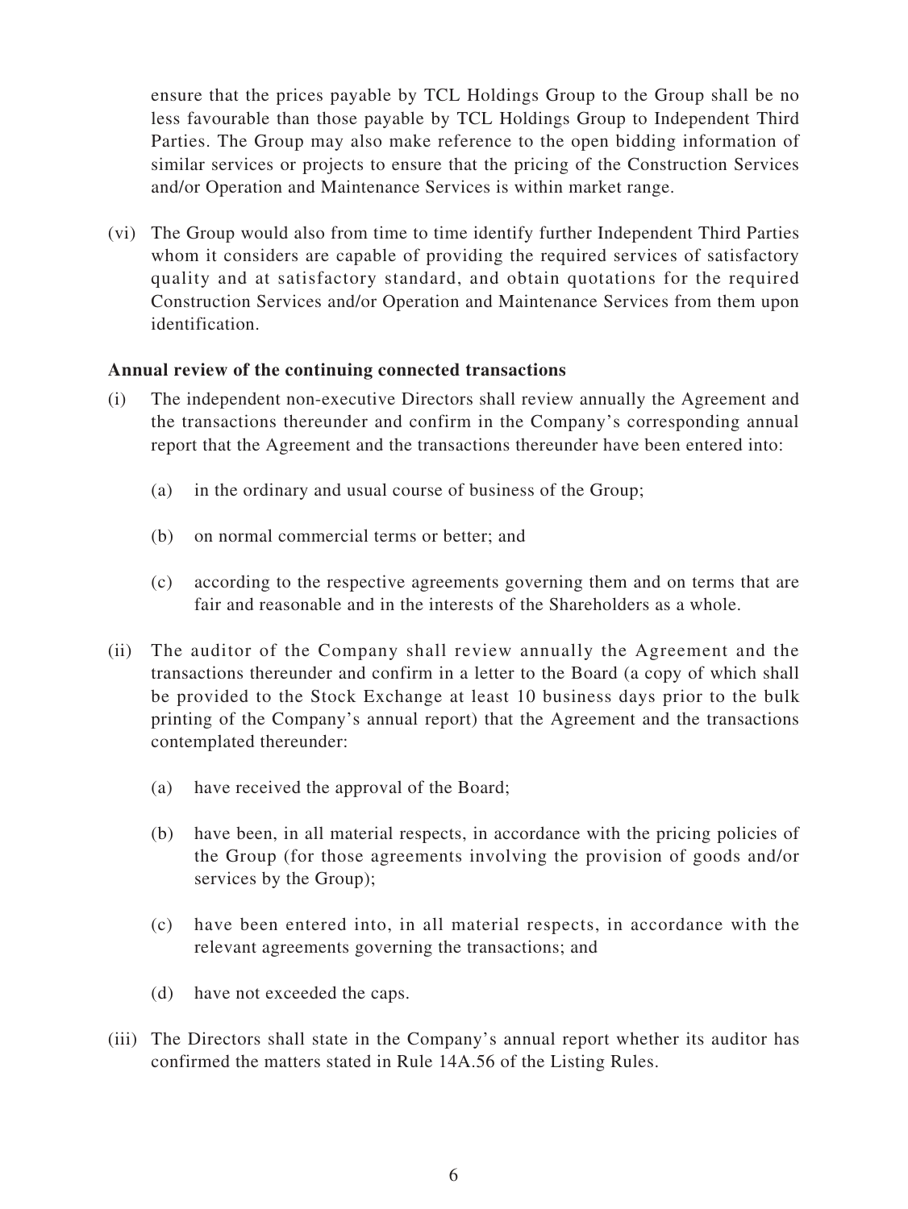ensure that the prices payable by TCL Holdings Group to the Group shall be no less favourable than those payable by TCL Holdings Group to Independent Third Parties. The Group may also make reference to the open bidding information of similar services or projects to ensure that the pricing of the Construction Services and/or Operation and Maintenance Services is within market range.

(vi) The Group would also from time to time identify further Independent Third Parties whom it considers are capable of providing the required services of satisfactory quality and at satisfactory standard, and obtain quotations for the required Construction Services and/or Operation and Maintenance Services from them upon identification.

**Annual review of the continuing connected transactions**

(i) The independent non-executive Directors shall review annually the Agreement and the transactions thereunder and confirm in the Company's corresponding annual report that the Agreement and the transactions thereunder have been entered into:

  (a) in the ordinary and usual course of business of the Group;

  (b) on normal commercial terms or better; and

  (c) according to the respective agreements governing them and on terms that are fair and reasonable and in the interests of the Shareholders as a whole.

(ii) The auditor of the Company shall review annually the Agreement and the transactions thereunder and confirm in a letter to the Board (a copy of which shall be provided to the Stock Exchange at least 10 business days prior to the bulk printing of the Company's annual report) that the Agreement and the transactions contemplated thereunder:

  (a) have received the approval of the Board;

  (b) have been, in all material respects, in accordance with the pricing policies of the Group (for those agreements involving the provision of goods and/or services by the Group);

  (c) have been entered into, in all material respects, in accordance with the relevant agreements governing the transactions; and

  (d) have not exceeded the caps.

(iii) The Directors shall state in the Company's annual report whether its auditor has confirmed the matters stated in Rule 14A.56 of the Listing Rules.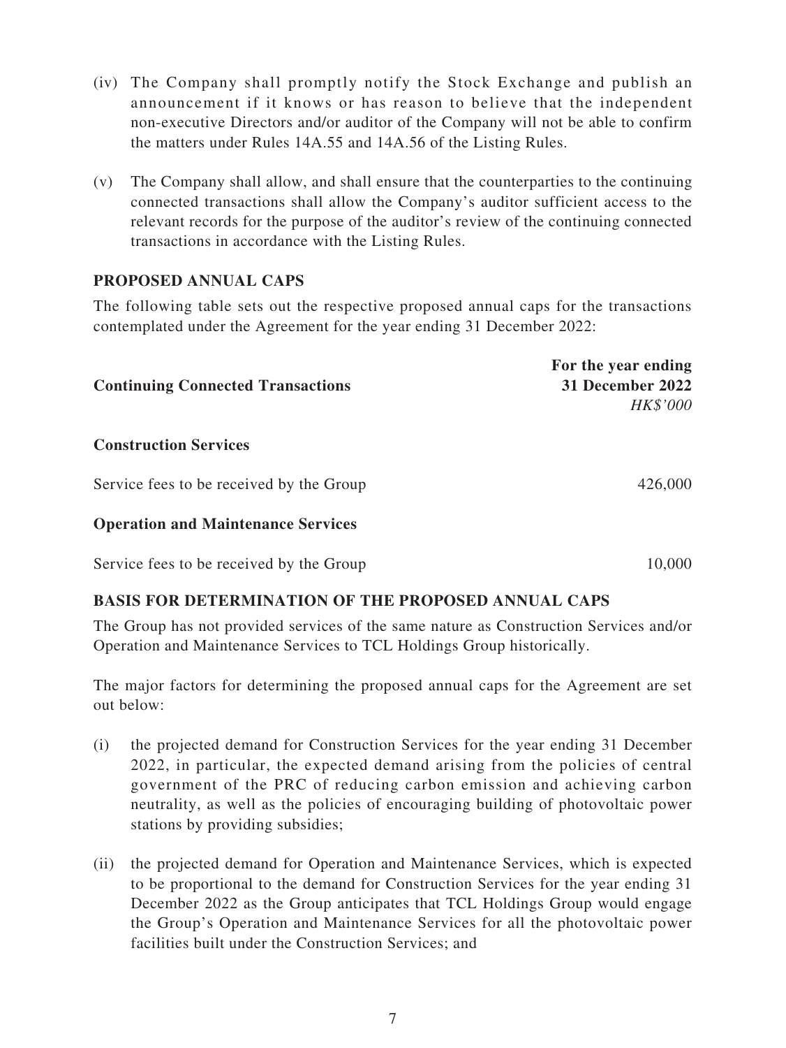(iv) The Company shall promptly notify the Stock Exchange and publish an announcement if it knows or has reason to believe that the independent non-executive Directors and/or auditor of the Company will not be able to confirm the matters under Rules 14A.55 and 14A.56 of the Listing Rules.

(v) The Company shall allow, and shall ensure that the counterparties to the continuing connected transactions shall allow the Company's auditor sufficient access to the relevant records for the purpose of the auditor's review of the continuing connected transactions in accordance with the Listing Rules.

## PROPOSED ANNUAL CAPS

The following table sets out the respective proposed annual caps for the transactions contemplated under the Agreement for the year ending 31 December 2022:

| **Continuing Connected Transactions** | **For the year ending 31 December 2022** *HK$'000* |
|---|---|
| **Construction Services** | |
| Service fees to be received by the Group | 426,000 |
| **Operation and Maintenance Services** | |
| Service fees to be received by the Group | 10,000 |

## BASIS FOR DETERMINATION OF THE PROPOSED ANNUAL CAPS

The Group has not provided services of the same nature as Construction Services and/or Operation and Maintenance Services to TCL Holdings Group historically.

The major factors for determining the proposed annual caps for the Agreement are set out below:

(i) the projected demand for Construction Services for the year ending 31 December 2022, in particular, the expected demand arising from the policies of central government of the PRC of reducing carbon emission and achieving carbon neutrality, as well as the policies of encouraging building of photovoltaic power stations by providing subsidies;

(ii) the projected demand for Operation and Maintenance Services, which is expected to be proportional to the demand for Construction Services for the year ending 31 December 2022 as the Group anticipates that TCL Holdings Group would engage the Group's Operation and Maintenance Services for all the photovoltaic power facilities built under the Construction Services; and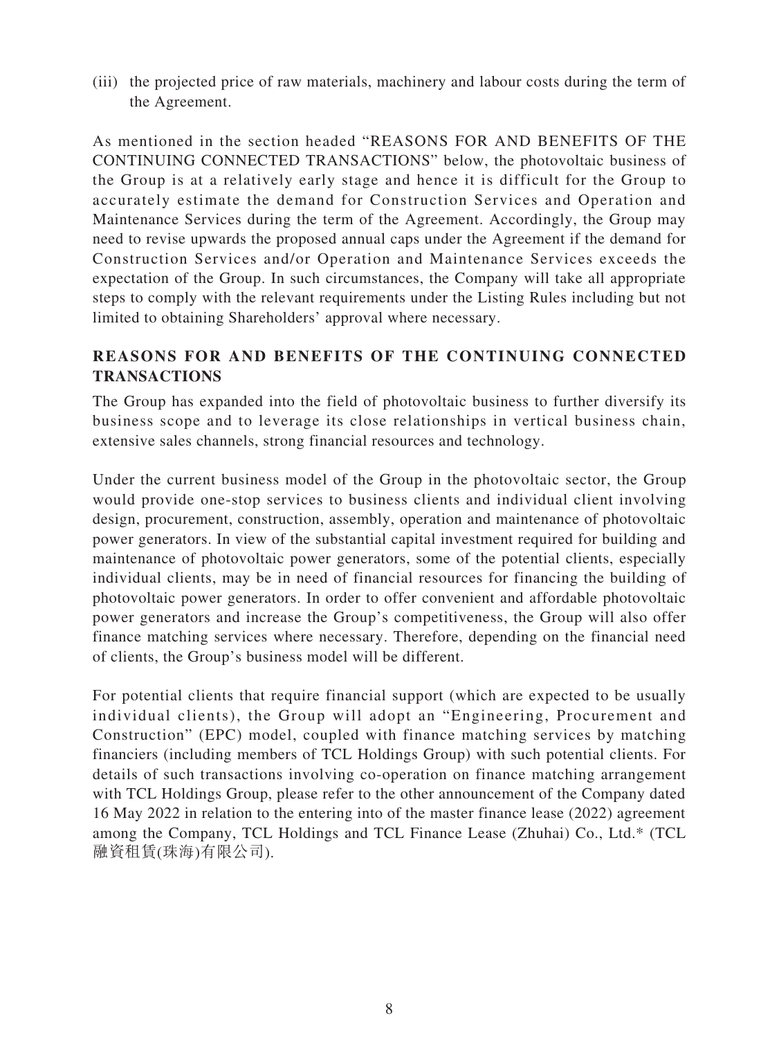(iii) the projected price of raw materials, machinery and labour costs during the term of the Agreement.

As mentioned in the section headed "REASONS FOR AND BENEFITS OF THE CONTINUING CONNECTED TRANSACTIONS" below, the photovoltaic business of the Group is at a relatively early stage and hence it is difficult for the Group to accurately estimate the demand for Construction Services and Operation and Maintenance Services during the term of the Agreement. Accordingly, the Group may need to revise upwards the proposed annual caps under the Agreement if the demand for Construction Services and/or Operation and Maintenance Services exceeds the expectation of the Group. In such circumstances, the Company will take all appropriate steps to comply with the relevant requirements under the Listing Rules including but not limited to obtaining Shareholders' approval where necessary.

## REASONS FOR AND BENEFITS OF THE CONTINUING CONNECTED TRANSACTIONS

The Group has expanded into the field of photovoltaic business to further diversify its business scope and to leverage its close relationships in vertical business chain, extensive sales channels, strong financial resources and technology.

Under the current business model of the Group in the photovoltaic sector, the Group would provide one-stop services to business clients and individual client involving design, procurement, construction, assembly, operation and maintenance of photovoltaic power generators. In view of the substantial capital investment required for building and maintenance of photovoltaic power generators, some of the potential clients, especially individual clients, may be in need of financial resources for financing the building of photovoltaic power generators. In order to offer convenient and affordable photovoltaic power generators and increase the Group's competitiveness, the Group will also offer finance matching services where necessary. Therefore, depending on the financial need of clients, the Group's business model will be different.

For potential clients that require financial support (which are expected to be usually individual clients), the Group will adopt an "Engineering, Procurement and Construction" (EPC) model, coupled with finance matching services by matching financiers (including members of TCL Holdings Group) with such potential clients. For details of such transactions involving co-operation on finance matching arrangement with TCL Holdings Group, please refer to the other announcement of the Company dated 16 May 2022 in relation to the entering into of the master finance lease (2022) agreement among the Company, TCL Holdings and TCL Finance Lease (Zhuhai) Co., Ltd.* (TCL融資租賃(珠海)有限公司).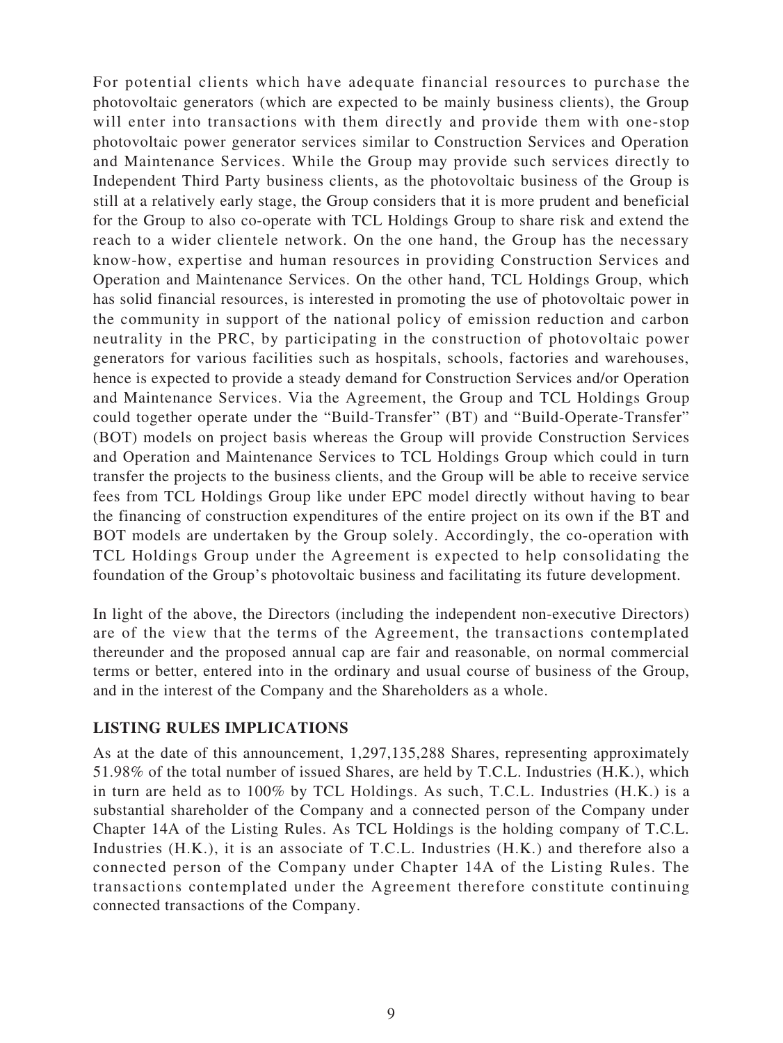For potential clients which have adequate financial resources to purchase the photovoltaic generators (which are expected to be mainly business clients), the Group will enter into transactions with them directly and provide them with one-stop photovoltaic power generator services similar to Construction Services and Operation and Maintenance Services. While the Group may provide such services directly to Independent Third Party business clients, as the photovoltaic business of the Group is still at a relatively early stage, the Group considers that it is more prudent and beneficial for the Group to also co-operate with TCL Holdings Group to share risk and extend the reach to a wider clientele network. On the one hand, the Group has the necessary know-how, expertise and human resources in providing Construction Services and Operation and Maintenance Services. On the other hand, TCL Holdings Group, which has solid financial resources, is interested in promoting the use of photovoltaic power in the community in support of the national policy of emission reduction and carbon neutrality in the PRC, by participating in the construction of photovoltaic power generators for various facilities such as hospitals, schools, factories and warehouses, hence is expected to provide a steady demand for Construction Services and/or Operation and Maintenance Services. Via the Agreement, the Group and TCL Holdings Group could together operate under the "Build-Transfer" (BT) and "Build-Operate-Transfer" (BOT) models on project basis whereas the Group will provide Construction Services and Operation and Maintenance Services to TCL Holdings Group which could in turn transfer the projects to the business clients, and the Group will be able to receive service fees from TCL Holdings Group like under EPC model directly without having to bear the financing of construction expenditures of the entire project on its own if the BT and BOT models are undertaken by the Group solely. Accordingly, the co-operation with TCL Holdings Group under the Agreement is expected to help consolidating the foundation of the Group's photovoltaic business and facilitating its future development.

In light of the above, the Directors (including the independent non-executive Directors) are of the view that the terms of the Agreement, the transactions contemplated thereunder and the proposed annual cap are fair and reasonable, on normal commercial terms or better, entered into in the ordinary and usual course of business of the Group, and in the interest of the Company and the Shareholders as a whole.

## LISTING RULES IMPLICATIONS

As at the date of this announcement, 1,297,135,288 Shares, representing approximately 51.98% of the total number of issued Shares, are held by T.C.L. Industries (H.K.), which in turn are held as to 100% by TCL Holdings. As such, T.C.L. Industries (H.K.) is a substantial shareholder of the Company and a connected person of the Company under Chapter 14A of the Listing Rules. As TCL Holdings is the holding company of T.C.L. Industries (H.K.), it is an associate of T.C.L. Industries (H.K.) and therefore also a connected person of the Company under Chapter 14A of the Listing Rules. The transactions contemplated under the Agreement therefore constitute continuing connected transactions of the Company.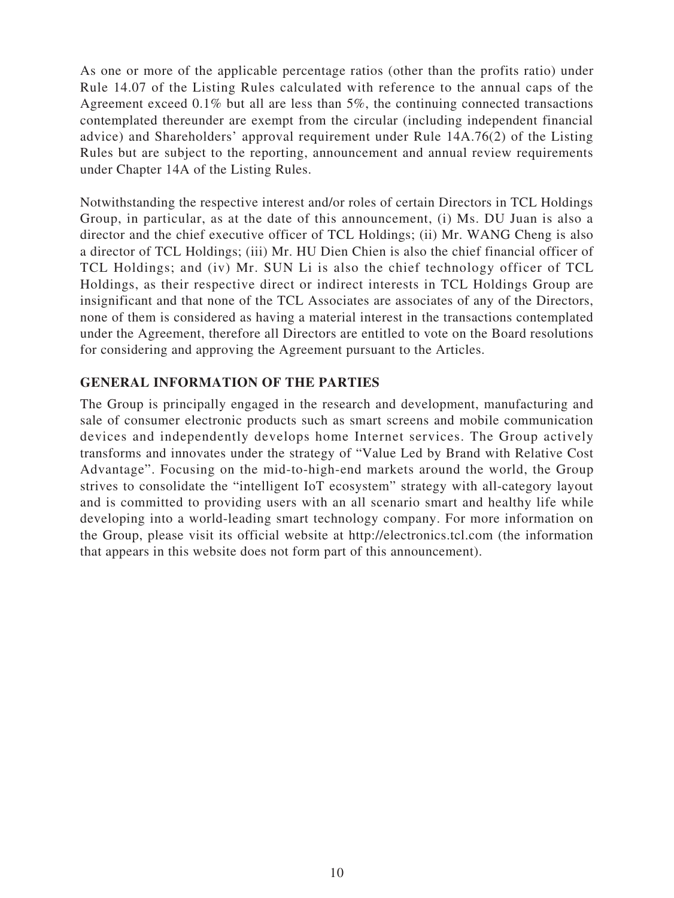As one or more of the applicable percentage ratios (other than the profits ratio) under Rule 14.07 of the Listing Rules calculated with reference to the annual caps of the Agreement exceed 0.1% but all are less than 5%, the continuing connected transactions contemplated thereunder are exempt from the circular (including independent financial advice) and Shareholders' approval requirement under Rule 14A.76(2) of the Listing Rules but are subject to the reporting, announcement and annual review requirements under Chapter 14A of the Listing Rules.

Notwithstanding the respective interest and/or roles of certain Directors in TCL Holdings Group, in particular, as at the date of this announcement, (i) Ms. DU Juan is also a director and the chief executive officer of TCL Holdings; (ii) Mr. WANG Cheng is also a director of TCL Holdings; (iii) Mr. HU Dien Chien is also the chief financial officer of TCL Holdings; and (iv) Mr. SUN Li is also the chief technology officer of TCL Holdings, as their respective direct or indirect interests in TCL Holdings Group are insignificant and that none of the TCL Associates are associates of any of the Directors, none of them is considered as having a material interest in the transactions contemplated under the Agreement, therefore all Directors are entitled to vote on the Board resolutions for considering and approving the Agreement pursuant to the Articles.

## GENERAL INFORMATION OF THE PARTIES

The Group is principally engaged in the research and development, manufacturing and sale of consumer electronic products such as smart screens and mobile communication devices and independently develops home Internet services. The Group actively transforms and innovates under the strategy of "Value Led by Brand with Relative Cost Advantage". Focusing on the mid-to-high-end markets around the world, the Group strives to consolidate the "intelligent IoT ecosystem" strategy with all-category layout and is committed to providing users with an all scenario smart and healthy life while developing into a world-leading smart technology company. For more information on the Group, please visit its official website at http://electronics.tcl.com (the information that appears in this website does not form part of this announcement).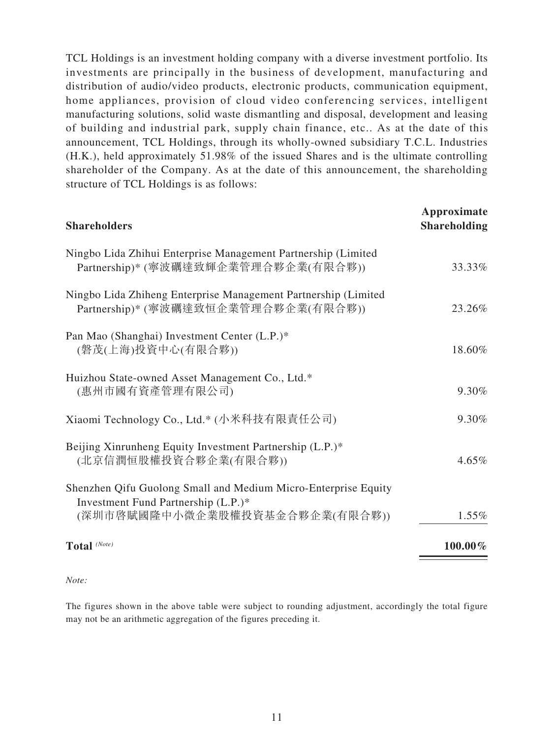TCL Holdings is an investment holding company with a diverse investment portfolio. Its investments are principally in the business of development, manufacturing and distribution of audio/video products, electronic products, communication equipment, home appliances, provision of cloud video conferencing services, intelligent manufacturing solutions, solid waste dismantling and disposal, development and leasing of building and industrial park, supply chain finance, etc.. As at the date of this announcement, TCL Holdings, through its wholly-owned subsidiary T.C.L. Industries (H.K.), held approximately 51.98% of the issued Shares and is the ultimate controlling shareholder of the Company. As at the date of this announcement, the shareholding structure of TCL Holdings is as follows:

| **Shareholders** | **Approximate Shareholding** |
|---|---|
| Ningbo Lida Zhihui Enterprise Management Partnership (Limited Partnership)* (寧波礪達致輝企業管理合夥企業(有限合夥)) | 33.33% |
| Ningbo Lida Zhiheng Enterprise Management Partnership (Limited Partnership)* (寧波礪達致恒企業管理合夥企業(有限合夥)) | 23.26% |
| Pan Mao (Shanghai) Investment Center (L.P.)* (磐茂(上海)投資中心(有限合夥)) | 18.60% |
| Huizhou State-owned Asset Management Co., Ltd.* (惠州市國有資產管理有限公司) | 9.30% |
| Xiaomi Technology Co., Ltd.* (小米科技有限責任公司) | 9.30% |
| Beijing Xinrunheng Equity Investment Partnership (L.P.)* (北京信潤恒股權投資合夥企業(有限合夥)) | 4.65% |
| Shenzhen Qifu Guolong Small and Medium Micro-Enterprise Equity Investment Fund Partnership (L.P.)* (深圳市啓賦國隆中小微企業股權投資基金合夥企業(有限合夥)) | 1.55% |
| **Total** *(Note)* | **100.00%** |

*Note:*

The figures shown in the above table were subject to rounding adjustment, accordingly the total figure may not be an arithmetic aggregation of the figures preceding it.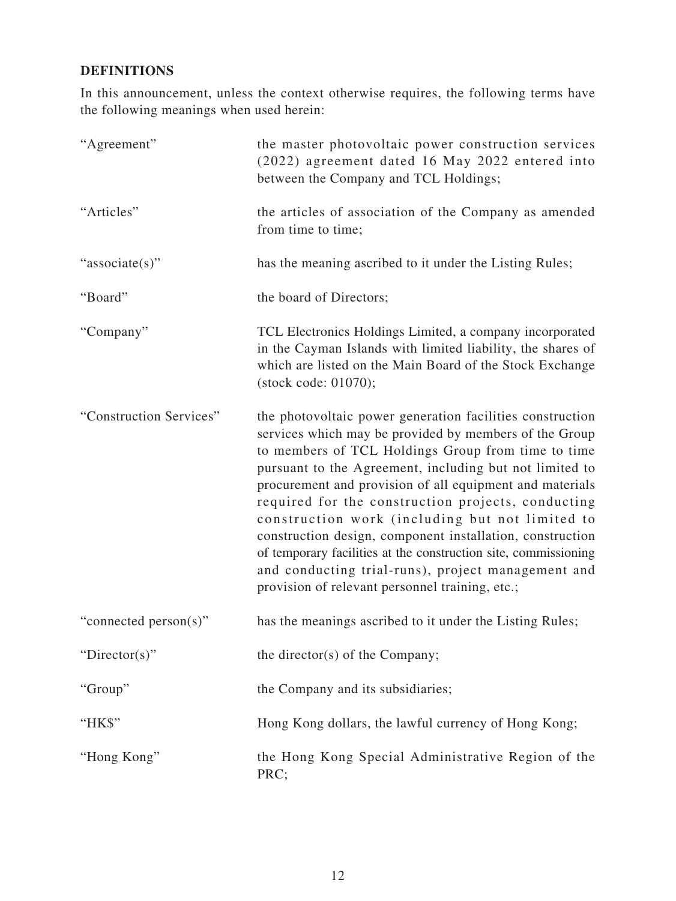## DEFINITIONS

In this announcement, unless the context otherwise requires, the following terms have the following meanings when used herein:

| | |
|---|---|
| "Agreement" | the master photovoltaic power construction services (2022) agreement dated 16 May 2022 entered into between the Company and TCL Holdings; |
| "Articles" | the articles of association of the Company as amended from time to time; |
| "associate(s)" | has the meaning ascribed to it under the Listing Rules; |
| "Board" | the board of Directors; |
| "Company" | TCL Electronics Holdings Limited, a company incorporated in the Cayman Islands with limited liability, the shares of which are listed on the Main Board of the Stock Exchange (stock code: 01070); |
| "Construction Services" | the photovoltaic power generation facilities construction services which may be provided by members of the Group to members of TCL Holdings Group from time to time pursuant to the Agreement, including but not limited to procurement and provision of all equipment and materials required for the construction projects, conducting construction work (including but not limited to construction design, component installation, construction of temporary facilities at the construction site, commissioning and conducting trial-runs), project management and provision of relevant personnel training, etc.; |
| "connected person(s)" | has the meanings ascribed to it under the Listing Rules; |
| "Director(s)" | the director(s) of the Company; |
| "Group" | the Company and its subsidiaries; |
| "HK$" | Hong Kong dollars, the lawful currency of Hong Kong; |
| "Hong Kong" | the Hong Kong Special Administrative Region of the PRC; |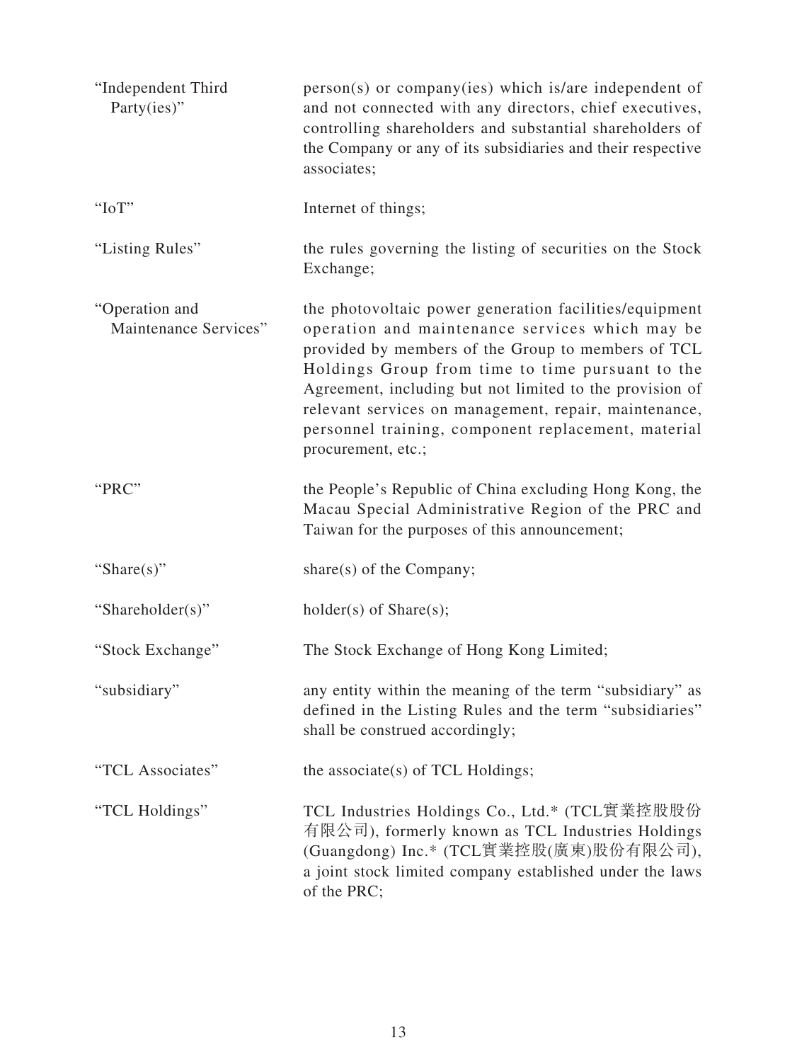| | |
|---|---|
| "Independent Third Party(ies)" | person(s) or company(ies) which is/are independent of and not connected with any directors, chief executives, controlling shareholders and substantial shareholders of the Company or any of its subsidiaries and their respective associates; |
| "IoT" | Internet of things; |
| "Listing Rules" | the rules governing the listing of securities on the Stock Exchange; |
| "Operation and Maintenance Services" | the photovoltaic power generation facilities/equipment operation and maintenance services which may be provided by members of the Group to members of TCL Holdings Group from time to time pursuant to the Agreement, including but not limited to the provision of relevant services on management, repair, maintenance, personnel training, component replacement, material procurement, etc.; |
| "PRC" | the People's Republic of China excluding Hong Kong, the Macau Special Administrative Region of the PRC and Taiwan for the purposes of this announcement; |
| "Share(s)" | share(s) of the Company; |
| "Shareholder(s)" | holder(s) of Share(s); |
| "Stock Exchange" | The Stock Exchange of Hong Kong Limited; |
| "subsidiary" | any entity within the meaning of the term "subsidiary" as defined in the Listing Rules and the term "subsidiaries" shall be construed accordingly; |
| "TCL Associates" | the associate(s) of TCL Holdings; |
| "TCL Holdings" | TCL Industries Holdings Co., Ltd.* (TCL實業控股股份有限公司), formerly known as TCL Industries Holdings (Guangdong) Inc.* (TCL實業控股(廣東)股份有限公司), a joint stock limited company established under the laws of the PRC; |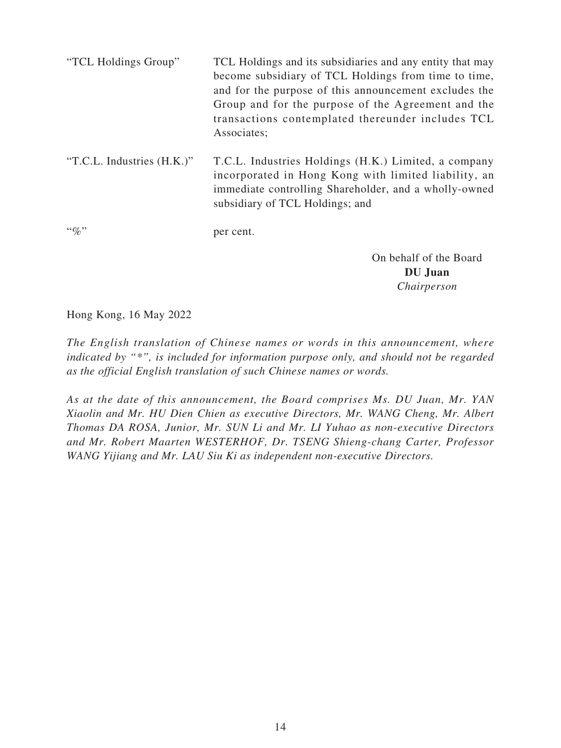| | |
|---|---|
| "TCL Holdings Group" | TCL Holdings and its subsidiaries and any entity that may become subsidiary of TCL Holdings from time to time, and for the purpose of this announcement excludes the Group and for the purpose of the Agreement and the transactions contemplated thereunder includes TCL Associates; |
| "T.C.L. Industries (H.K.)" | T.C.L. Industries Holdings (H.K.) Limited, a company incorporated in Hong Kong with limited liability, an immediate controlling Shareholder, and a wholly-owned subsidiary of TCL Holdings; and |
| "%" | per cent. |

On behalf of the Board
**DU Juan**
*Chairperson*

Hong Kong, 16 May 2022

*The English translation of Chinese names or words in this announcement, where indicated by "*", is included for information purpose only, and should not be regarded as the official English translation of such Chinese names or words.*

*As at the date of this announcement, the Board comprises Ms. DU Juan, Mr. YAN Xiaolin and Mr. HU Dien Chien as executive Directors, Mr. WANG Cheng, Mr. Albert Thomas DA ROSA, Junior, Mr. SUN Li and Mr. LI Yuhao as non-executive Directors and Mr. Robert Maarten WESTERHOF, Dr. TSENG Shieng-chang Carter, Professor WANG Yijiang and Mr. LAU Siu Ki as independent non-executive Directors.*